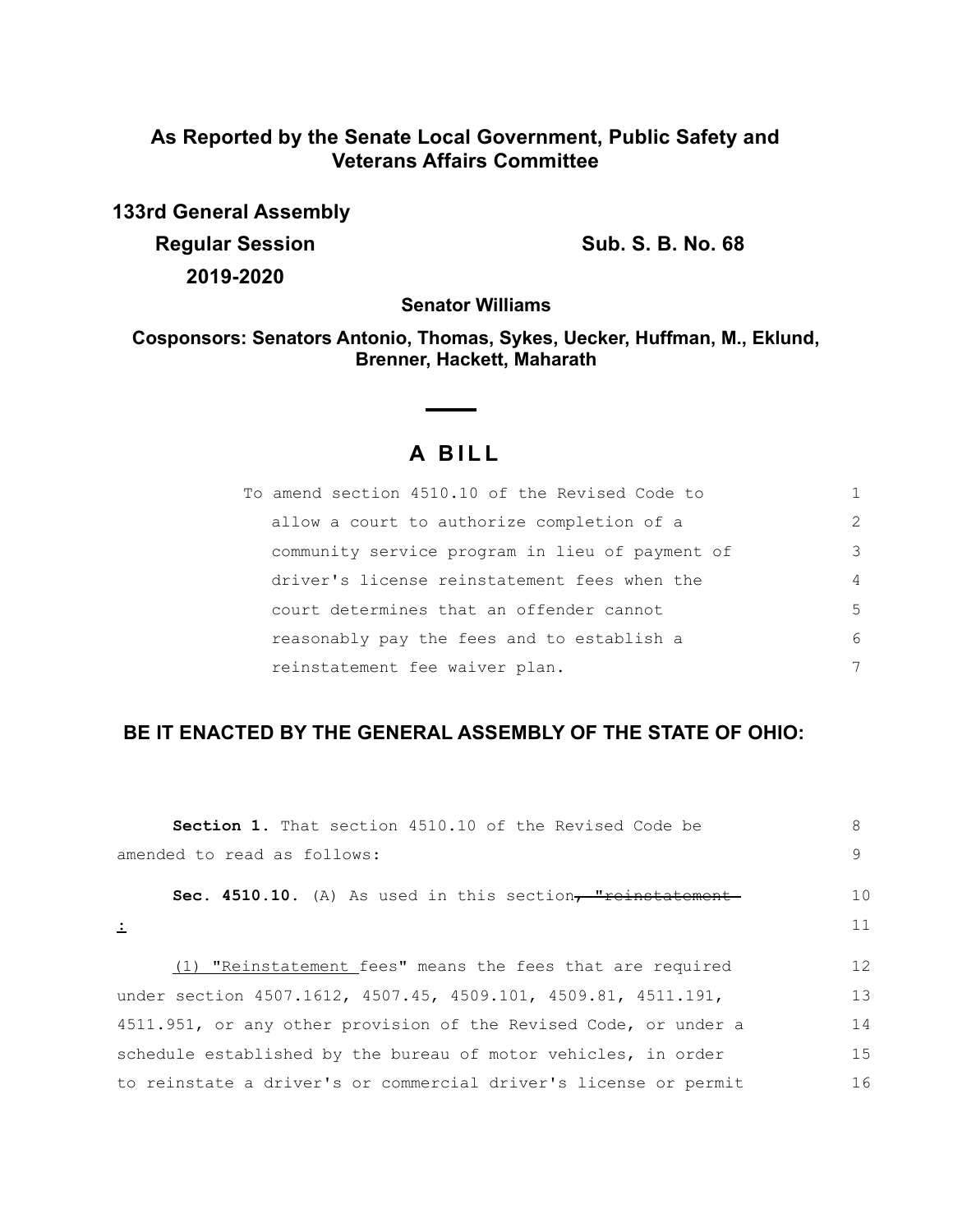## As Reported by the Senate Local Government, Public Safety and Veterans Affairs Committee

**133rd General Assembly**

**Regular Session** **Sub. S. B. No. 68**

**2019-2020**

**Senator Williams**

**Cosponsors: Senators Antonio, Thomas, Sykes, Uecker, Huffman, M., Eklund, Brenner, Hackett, Maharath**

# A BILL

To amend section 4510.10 of the Revised Code to allow a court to authorize completion of a community service program in lieu of payment of driver's license reinstatement fees when the court determines that an offender cannot reasonably pay the fees and to establish a reinstatement fee waiver plan.

**BE IT ENACTED BY THE GENERAL ASSEMBLY OF THE STATE OF OHIO:**

**Section 1.** That section 4510.10 of the Revised Code be amended to read as follows:

**Sec. 4510.10.** (A) As used in this section~~, "reinstatement~~ :

(1) "Reinstatement fees" means the fees that are required under section 4507.1612, 4507.45, 4509.101, 4509.81, 4511.191, 4511.951, or any other provision of the Revised Code, or under a schedule established by the bureau of motor vehicles, in order to reinstate a driver's or commercial driver's license or permit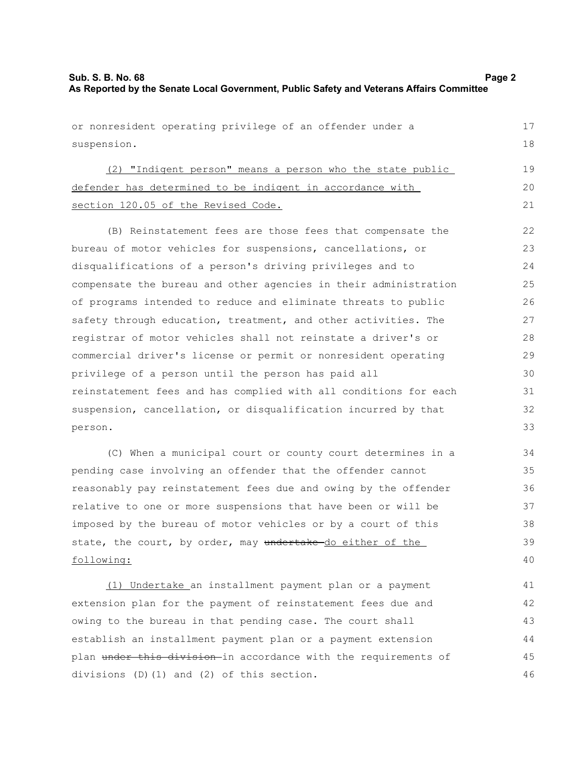or nonresident operating privilege of an offender under a suspension.

(2) "Indigent person" means a person who the state public defender has determined to be indigent in accordance with section 120.05 of the Revised Code.

(B) Reinstatement fees are those fees that compensate the bureau of motor vehicles for suspensions, cancellations, or disqualifications of a person's driving privileges and to compensate the bureau and other agencies in their administration of programs intended to reduce and eliminate threats to public safety through education, treatment, and other activities. The registrar of motor vehicles shall not reinstate a driver's or commercial driver's license or permit or nonresident operating privilege of a person until the person has paid all reinstatement fees and has complied with all conditions for each suspension, cancellation, or disqualification incurred by that person.

(C) When a municipal court or county court determines in a pending case involving an offender that the offender cannot reasonably pay reinstatement fees due and owing by the offender relative to one or more suspensions that have been or will be imposed by the bureau of motor vehicles or by a court of this state, the court, by order, may ~~undertake~~ do either of the following:

(1) Undertake an installment payment plan or a payment extension plan for the payment of reinstatement fees due and owing to the bureau in that pending case. The court shall establish an installment payment plan or a payment extension plan ~~under this division~~ in accordance with the requirements of divisions (D)(1) and (2) of this section.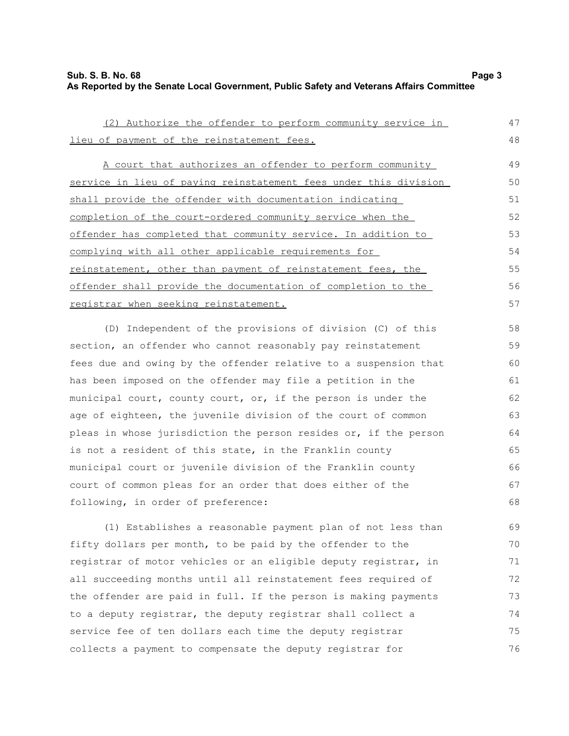(2) Authorize the offender to perform community service in lieu of payment of the reinstatement fees.

A court that authorizes an offender to perform community service in lieu of paying reinstatement fees under this division shall provide the offender with documentation indicating completion of the court-ordered community service when the offender has completed that community service. In addition to complying with all other applicable requirements for reinstatement, other than payment of reinstatement fees, the offender shall provide the documentation of completion to the registrar when seeking reinstatement.

(D) Independent of the provisions of division (C) of this section, an offender who cannot reasonably pay reinstatement fees due and owing by the offender relative to a suspension that has been imposed on the offender may file a petition in the municipal court, county court, or, if the person is under the age of eighteen, the juvenile division of the court of common pleas in whose jurisdiction the person resides or, if the person is not a resident of this state, in the Franklin county municipal court or juvenile division of the Franklin county court of common pleas for an order that does either of the following, in order of preference:

(1) Establishes a reasonable payment plan of not less than fifty dollars per month, to be paid by the offender to the registrar of motor vehicles or an eligible deputy registrar, in all succeeding months until all reinstatement fees required of the offender are paid in full. If the person is making payments to a deputy registrar, the deputy registrar shall collect a service fee of ten dollars each time the deputy registrar collects a payment to compensate the deputy registrar for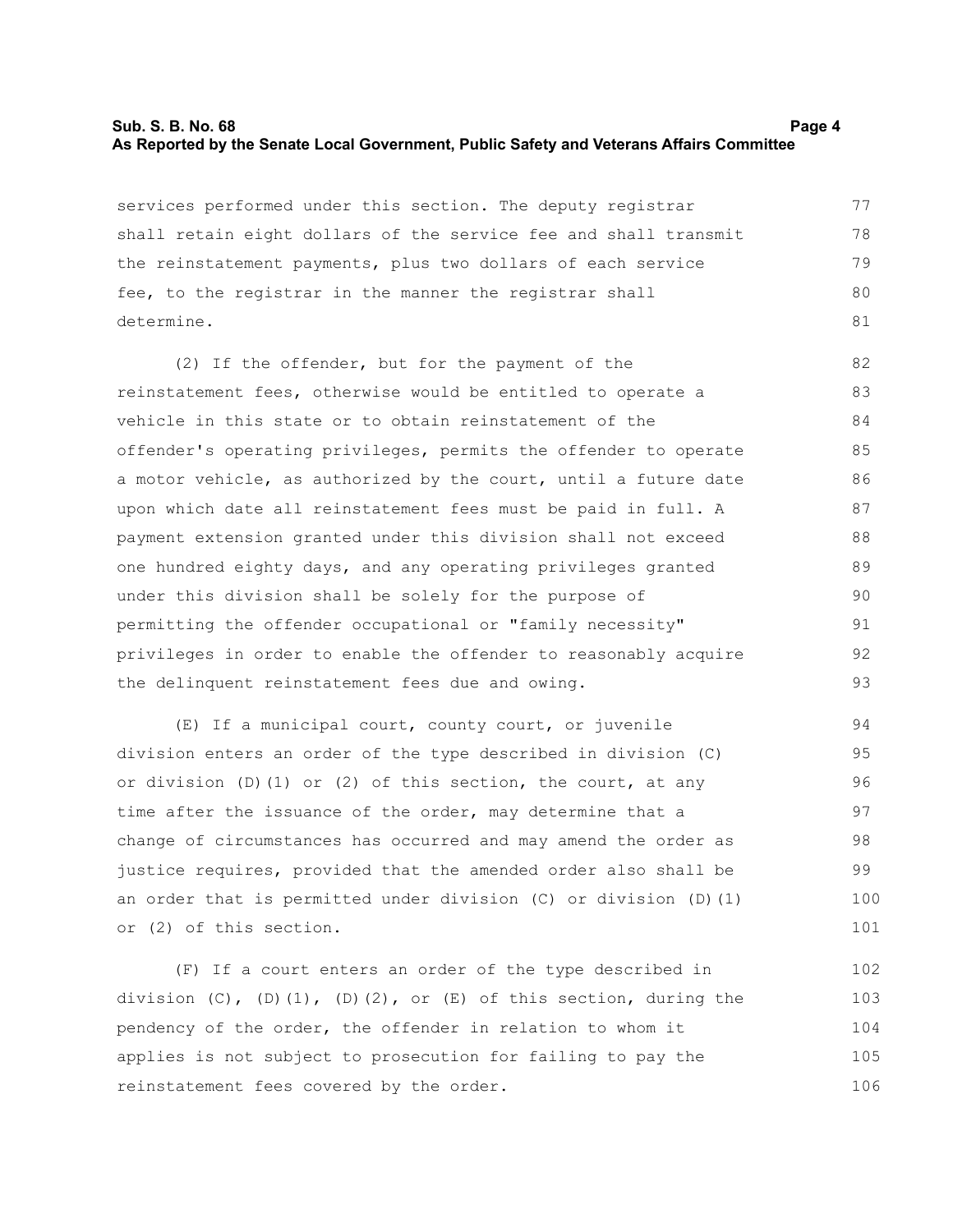services performed under this section. The deputy registrar shall retain eight dollars of the service fee and shall transmit the reinstatement payments, plus two dollars of each service fee, to the registrar in the manner the registrar shall determine.

(2) If the offender, but for the payment of the reinstatement fees, otherwise would be entitled to operate a vehicle in this state or to obtain reinstatement of the offender's operating privileges, permits the offender to operate a motor vehicle, as authorized by the court, until a future date upon which date all reinstatement fees must be paid in full. A payment extension granted under this division shall not exceed one hundred eighty days, and any operating privileges granted under this division shall be solely for the purpose of permitting the offender occupational or "family necessity" privileges in order to enable the offender to reasonably acquire the delinquent reinstatement fees due and owing.

(E) If a municipal court, county court, or juvenile division enters an order of the type described in division (C) or division (D)(1) or (2) of this section, the court, at any time after the issuance of the order, may determine that a change of circumstances has occurred and may amend the order as justice requires, provided that the amended order also shall be an order that is permitted under division (C) or division (D)(1) or (2) of this section.

(F) If a court enters an order of the type described in division (C), (D)(1), (D)(2), or (E) of this section, during the pendency of the order, the offender in relation to whom it applies is not subject to prosecution for failing to pay the reinstatement fees covered by the order.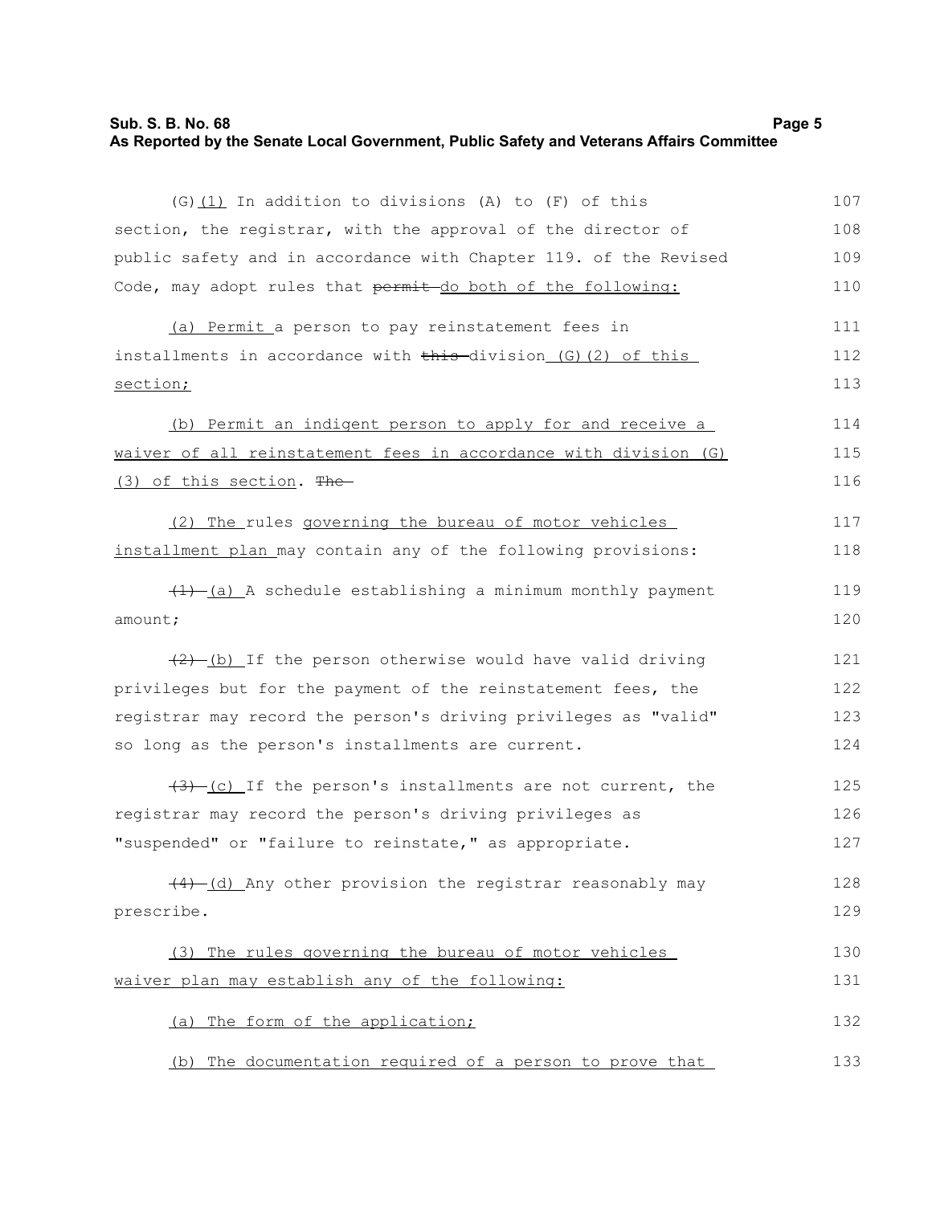(G)<u>(1)</u> In addition to divisions (A) to (F) of this section, the registrar, with the approval of the director of public safety and in accordance with Chapter 119. of the Revised Code, may adopt rules that ~~permit~~ <u>do both of the following:</u>

<u>(a) Permit</u> a person to pay reinstatement fees in installments in accordance with ~~this~~ division <u>(G)(2) of this section;</u>

<u>(b) Permit an indigent person to apply for and receive a waiver of all reinstatement fees in accordance with division (G)(3) of this section</u>. ~~The~~

<u>(2) The</u> rules <u>governing the bureau of motor vehicles installment plan</u> may contain any of the following provisions:

~~(1)~~ <u>(a)</u> A schedule establishing a minimum monthly payment amount;

~~(2)~~ <u>(b)</u> If the person otherwise would have valid driving privileges but for the payment of the reinstatement fees, the registrar may record the person's driving privileges as "valid" so long as the person's installments are current.

~~(3)~~ <u>(c)</u> If the person's installments are not current, the registrar may record the person's driving privileges as "suspended" or "failure to reinstate," as appropriate.

~~(4)~~ <u>(d)</u> Any other provision the registrar reasonably may prescribe.

<u>(3) The rules governing the bureau of motor vehicles waiver plan may establish any of the following:</u>

<u>(a) The form of the application;</u>

<u>(b) The documentation required of a person to prove that</u>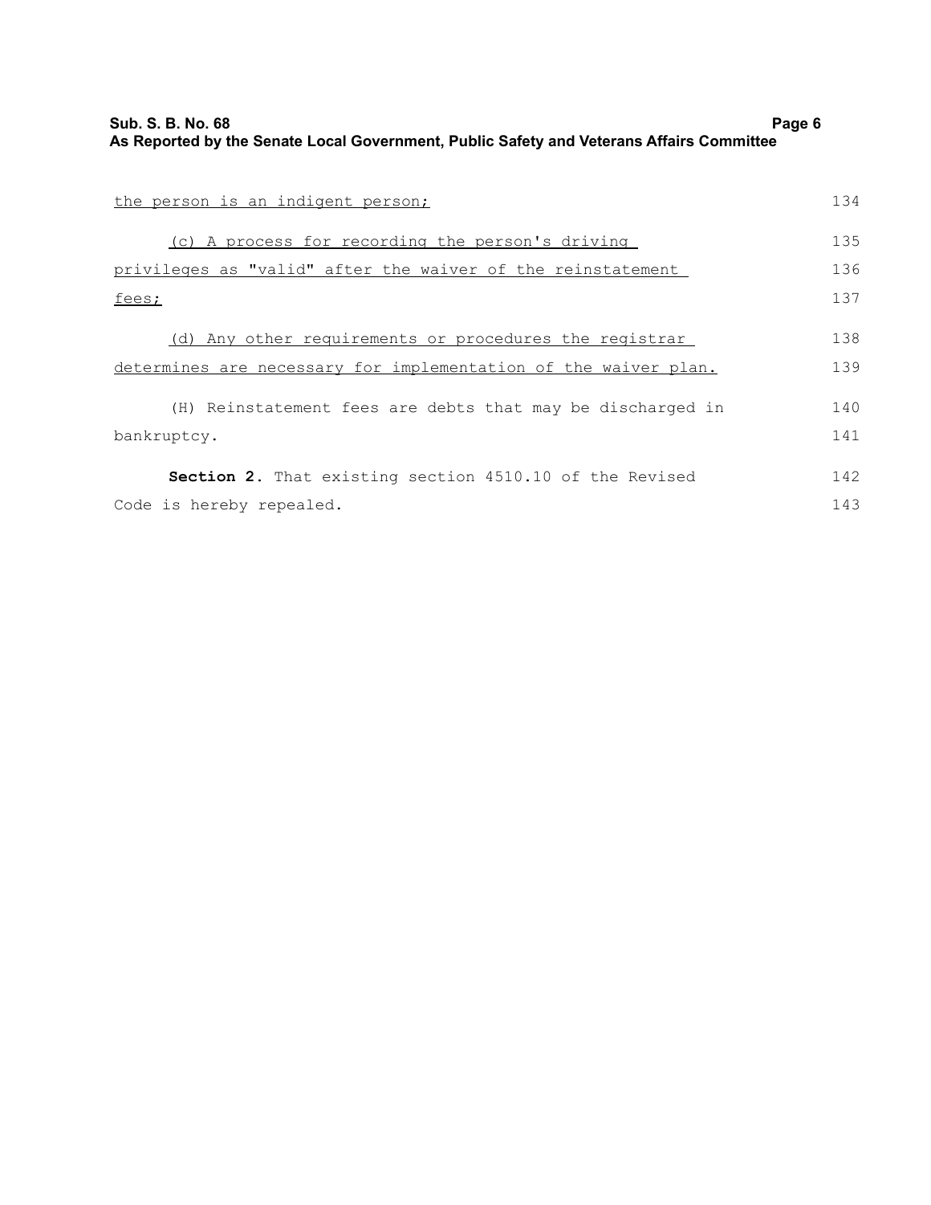the person is an indigent person;

(c) A process for recording the person's driving privileges as "valid" after the waiver of the reinstatement fees;

(d) Any other requirements or procedures the registrar determines are necessary for implementation of the waiver plan.

(H) Reinstatement fees are debts that may be discharged in bankruptcy.

**Section 2.** That existing section 4510.10 of the Revised Code is hereby repealed.